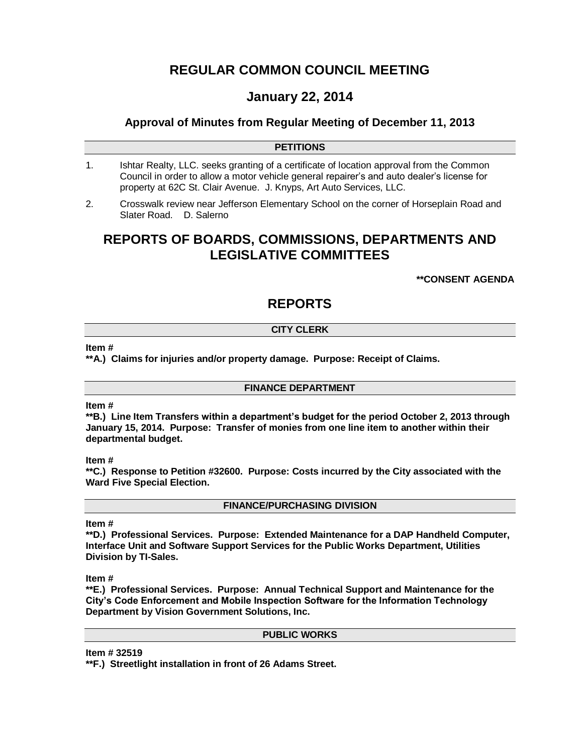# REGULAR COMMON COUNCIL MEETING

## January 22, 2014

### Approval of Minutes from Regular Meeting of December 11, 2013

**PETITIONS**

1. Ishtar Realty, LLC. seeks granting of a certificate of location approval from the Common Council in order to allow a motor vehicle general repairer's and auto dealer's license for property at 62C St. Clair Avenue. J. Knyps, Art Auto Services, LLC.

2. Crosswalk review near Jefferson Elementary School on the corner of Horseplain Road and Slater Road. D. Salerno

# REPORTS OF BOARDS, COMMISSIONS, DEPARTMENTS AND LEGISLATIVE COMMITTEES

**\*\*CONSENT AGENDA**

# REPORTS

**CITY CLERK**

**Item #**
**\*\*A.) Claims for injuries and/or property damage. Purpose: Receipt of Claims.**

**FINANCE DEPARTMENT**

**Item #**
**\*\*B.) Line Item Transfers within a department's budget for the period October 2, 2013 through January 15, 2014. Purpose: Transfer of monies from one line item to another within their departmental budget.**

**Item #**
**\*\*C.) Response to Petition #32600. Purpose: Costs incurred by the City associated with the Ward Five Special Election.**

**FINANCE/PURCHASING DIVISION**

**Item #**
**\*\*D.) Professional Services. Purpose: Extended Maintenance for a DAP Handheld Computer, Interface Unit and Software Support Services for the Public Works Department, Utilities Division by TI-Sales.**

**Item #**
**\*\*E.) Professional Services. Purpose: Annual Technical Support and Maintenance for the City's Code Enforcement and Mobile Inspection Software for the Information Technology Department by Vision Government Solutions, Inc.**

**PUBLIC WORKS**

**Item # 32519**
**\*\*F.) Streetlight installation in front of 26 Adams Street.**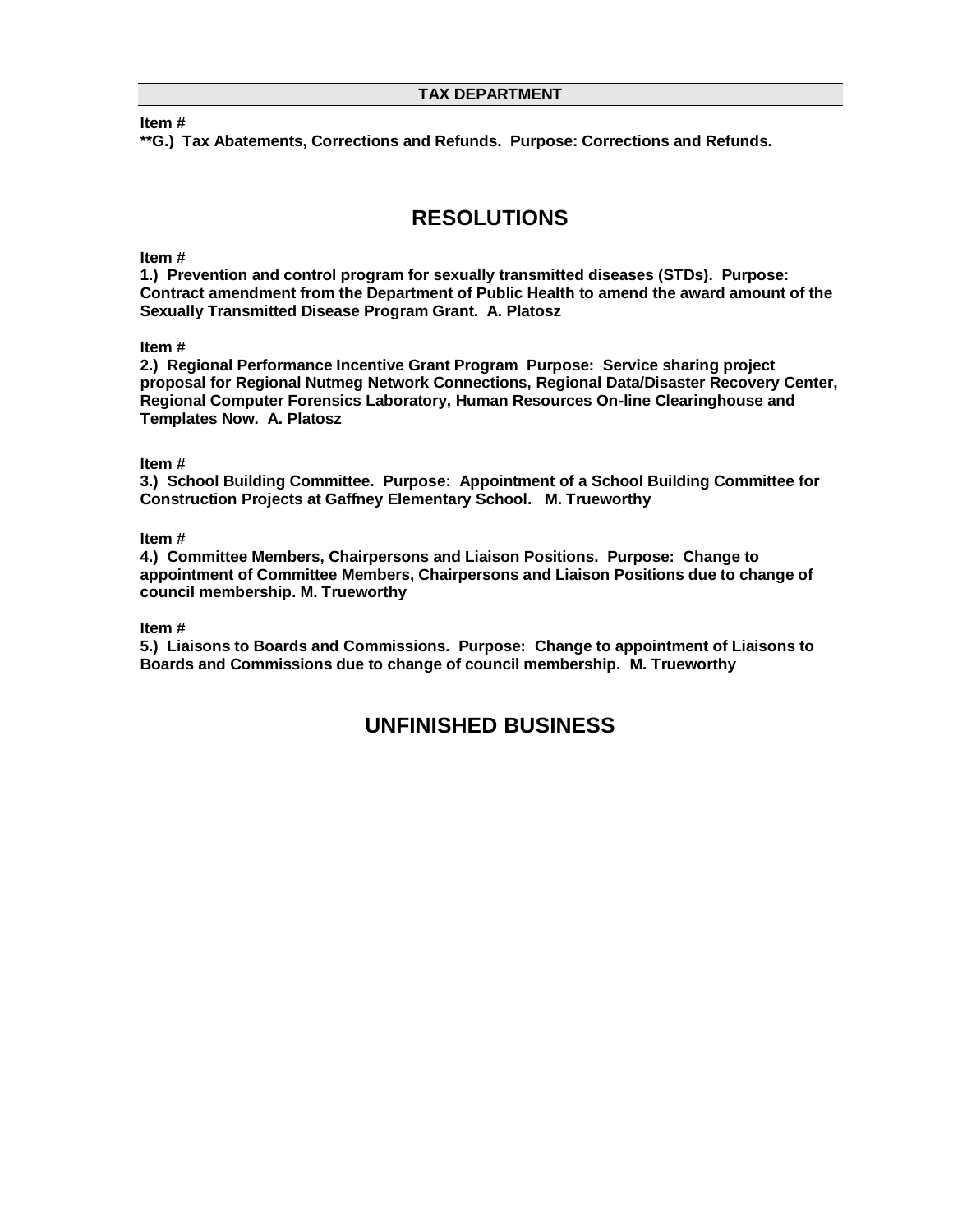## TAX DEPARTMENT

**Item #**
**\*\*G.) Tax Abatements, Corrections and Refunds. Purpose: Corrections and Refunds.**

# RESOLUTIONS

**Item #**
**1.) Prevention and control program for sexually transmitted diseases (STDs). Purpose: Contract amendment from the Department of Public Health to amend the award amount of the Sexually Transmitted Disease Program Grant. A. Platosz**

**Item #**
**2.) Regional Performance Incentive Grant Program Purpose: Service sharing project proposal for Regional Nutmeg Network Connections, Regional Data/Disaster Recovery Center, Regional Computer Forensics Laboratory, Human Resources On-line Clearinghouse and Templates Now. A. Platosz**

**Item #**
**3.) School Building Committee. Purpose: Appointment of a School Building Committee for Construction Projects at Gaffney Elementary School. M. Trueworthy**

**Item #**
**4.) Committee Members, Chairpersons and Liaison Positions. Purpose: Change to appointment of Committee Members, Chairpersons and Liaison Positions due to change of council membership. M. Trueworthy**

**Item #**
**5.) Liaisons to Boards and Commissions. Purpose: Change to appointment of Liaisons to Boards and Commissions due to change of council membership. M. Trueworthy**

# UNFINISHED BUSINESS